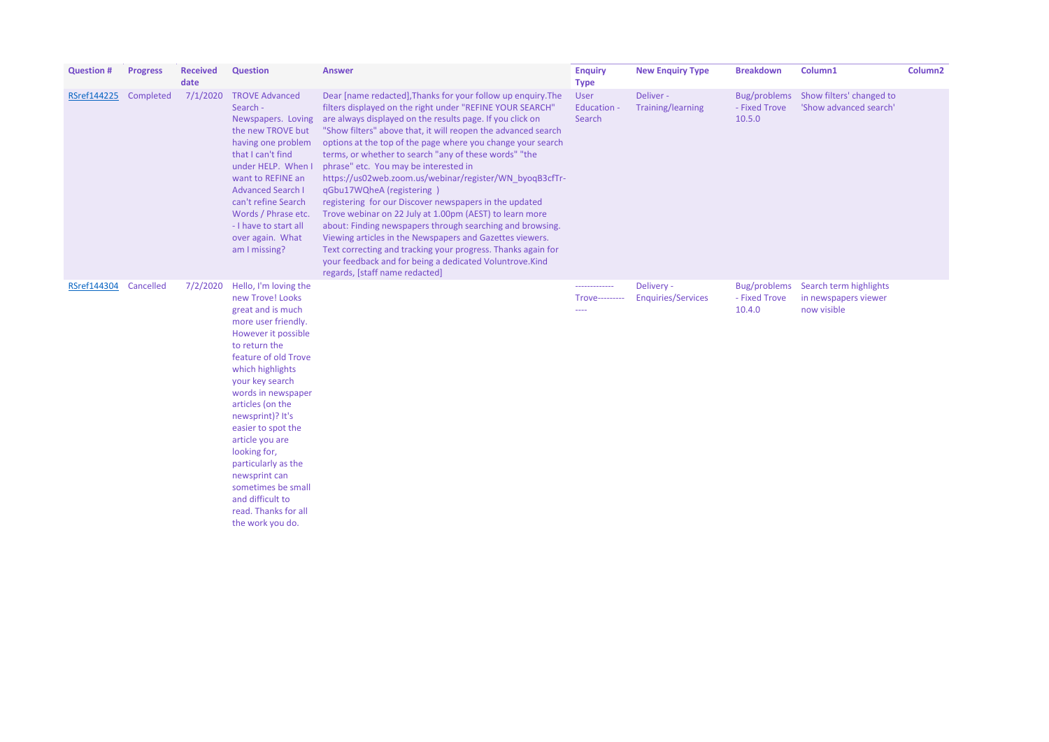| Question # | Progress | Received date | Question | Answer | Enquiry Type | New Enquiry Type | Breakdown | Column1 | Column2 |
|---|---|---|---|---|---|---|---|---|---|
| RSref144225 | Completed | 7/1/2020 | TROVE Advanced Search - Newspapers. Loving the new TROVE but having one problem that I can't find under HELP. When I want to REFINE an Advanced Search I can't refine Search Words / Phrase etc. - I have to start all over again. What am I missing? | Dear [name redacted],Thanks for your follow up enquiry.The filters displayed on the right under "REFINE YOUR SEARCH" are always displayed on the results page. If you click on "Show filters" above that, it will reopen the advanced search options at the top of the page where you change your search terms, or whether to search "any of these words" "the phrase" etc. You may be interested in https://us02web.zoom.us/webinar/register/WN_byoqB3cfTr-qGbu17WQheA (registering ) registering for our Discover newspapers in the updated Trove webinar on 22 July at 1.00pm (AEST) to learn more about: Finding newspapers through searching and browsing. Viewing articles in the Newspapers and Gazettes viewers. Text correcting and tracking your progress. Thanks again for your feedback and for being a dedicated Voluntrove.Kind regards, [staff name redacted] | User Education - Search | Deliver - Training/learning | Bug/problems - Fixed Trove 10.5.0 | Show filters' changed to 'Show advanced search' | |
| RSref144304 | Cancelled | 7/2/2020 | Hello, I'm loving the new Trove! Looks great and is much more user friendly. However it possible to return the feature of old Trove which highlights your key search words in newspaper articles (on the newsprint)? It's easier to spot the article you are looking for, particularly as the newsprint can sometimes be small and difficult to read. Thanks for all the work you do. | | ------------ Trove--------- ---- | Delivery - Enquiries/Services | Bug/problems - Fixed Trove 10.4.0 | Search term highlights in newspapers viewer now visible | |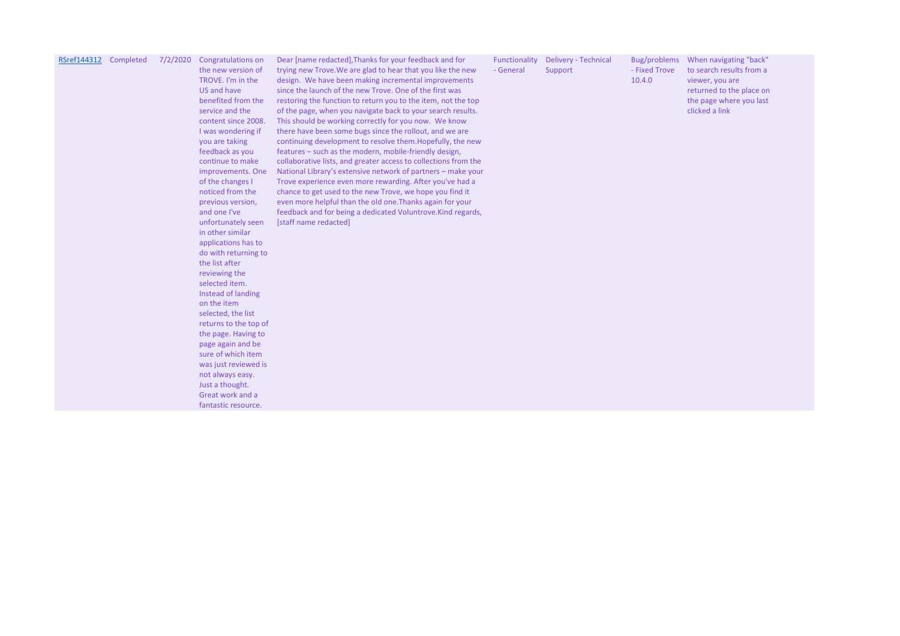| | | | | | | | | |
|---|---|---|---|---|---|---|---|---|
| RSref144312 | Completed | 7/2/2020 | Congratulations on the new version of TROVE. I'm in the US and have benefited from the service and the content since 2008. I was wondering if you are taking feedback as you continue to make improvements. One of the changes I noticed from the previous version, and one I've unfortunately seen in other similar applications has to do with returning to the list after reviewing the selected item. Instead of landing on the item selected, the list returns to the top of the page. Having to page again and be sure of which item was just reviewed is not always easy. Just a thought. Great work and a fantastic resource. | Dear [name redacted],Thanks for your feedback and for trying new Trove.We are glad to hear that you like the new design. We have been making incremental improvements since the launch of the new Trove. One of the first was restoring the function to return you to the item, not the top of the page, when you navigate back to your search results. This should be working correctly for you now. We know there have been some bugs since the rollout, and we are continuing development to resolve them.Hopefully, the new features – such as the modern, mobile-friendly design, collaborative lists, and greater access to collections from the National Library's extensive network of partners – make your Trove experience even more rewarding. After you've had a chance to get used to the new Trove, we hope you find it even more helpful than the old one.Thanks again for your feedback and for being a dedicated Voluntrove.Kind regards, [staff name redacted] | Functionality - General | Delivery - Technical Support | Bug/problems - Fixed Trove 10.4.0 | When navigating "back" to search results from a viewer, you are returned to the place on the page where you last clicked a link |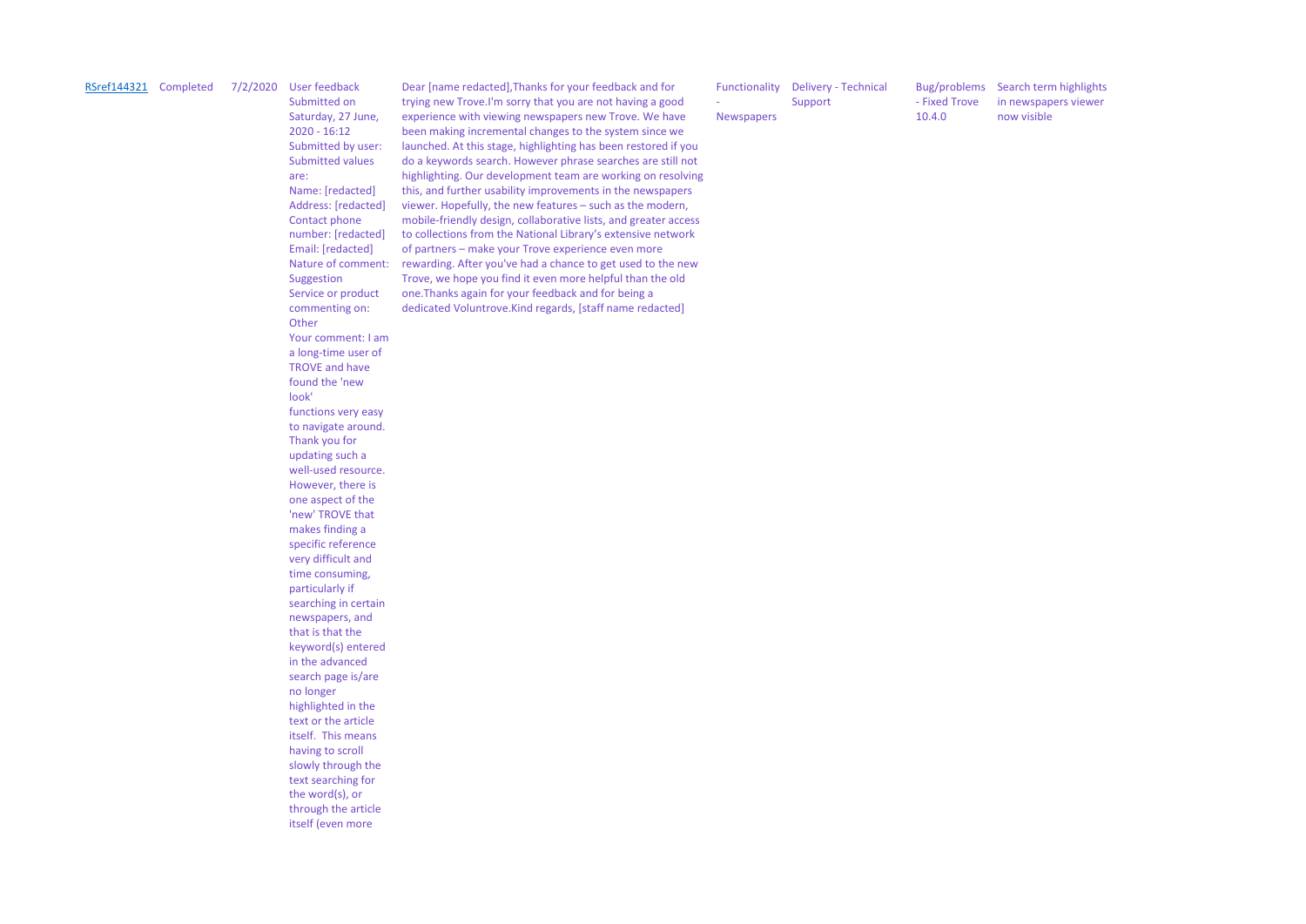| | | | | | | | | |
|---|---|---|---|---|---|---|---|---|
| [RSref144321]() | Completed | 7/2/2020 | User feedback Submitted on Saturday, 27 June, 2020 - 16:12 Submitted by user: Submitted values are: Name: [redacted] Address: [redacted] Contact phone number: [redacted] Email: [redacted] Nature of comment: Suggestion Service or product commenting on: Other Your comment: I am a long-time user of TROVE and have found the 'new look' functions very easy to navigate around. Thank you for updating such a well-used resource. However, there is one aspect of the 'new' TROVE that makes finding a specific reference very difficult and time consuming, particularly if searching in certain newspapers, and that is that the keyword(s) entered in the advanced search page is/are no longer highlighted in the text or the article itself. This means having to scroll slowly through the text searching for the word(s), or through the article itself (even more | Dear [name redacted],Thanks for your feedback and for trying new Trove.I'm sorry that you are not having a good experience with viewing newspapers new Trove. We have been making incremental changes to the system since we launched. At this stage, highlighting has been restored if you do a keywords search. However phrase searches are still not highlighting. Our development team are working on resolving this, and further usability improvements in the newspapers viewer. Hopefully, the new features – such as the modern, mobile-friendly design, collaborative lists, and greater access to collections from the National Library's extensive network of partners – make your Trove experience even more rewarding. After you've had a chance to get used to the new Trove, we hope you find it even more helpful than the old one.Thanks again for your feedback and for being a dedicated Voluntrove.Kind regards, [staff name redacted] | Functionality - Newspapers | Delivery - Technical Support | Bug/problems - Fixed Trove 10.4.0 | Search term highlights in newspapers viewer now visible |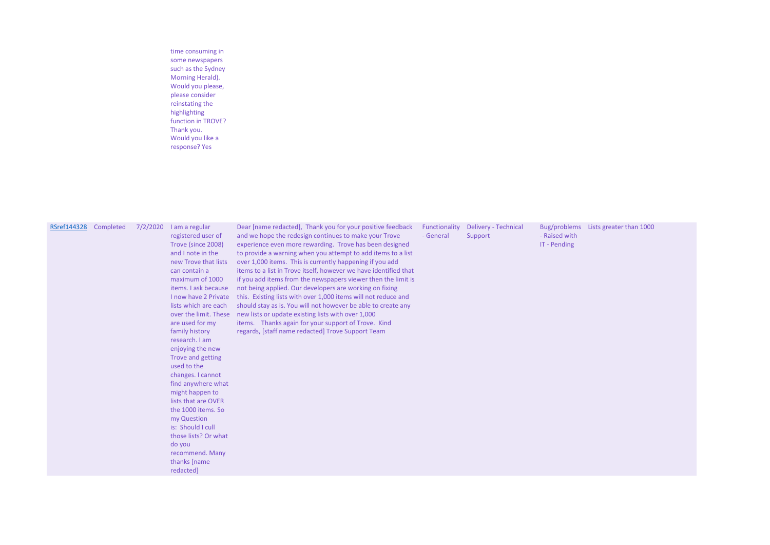| | | | time consuming in some newspapers such as the Sydney Morning Herald). Would you please, please consider reinstating the highlighting function in TROVE? Thank you. Would you like a response? Yes | | | | | |
|---|---|---|---|---|---|---|---|---|
| RSref144328 | Completed | 7/2/2020 | I am a regular registered user of Trove (since 2008) and I note in the new Trove that lists can contain a maximum of 1000 items. I ask because I now have 2 Private lists which are each over the limit. These are used for my family history research. I am enjoying the new Trove and getting used to the changes. I cannot find anywhere what might happen to lists that are OVER the 1000 items. So my Question is: Should I cull those lists? Or what do you recommend. Many thanks [name redacted] | Dear [name redacted], Thank you for your positive feedback and we hope the redesign continues to make your Trove experience even more rewarding. Trove has been designed to provide a warning when you attempt to add items to a list over 1,000 items. This is currently happening if you add items to a list in Trove itself, however we have identified that if you add items from the newspapers viewer then the limit is not being applied. Our developers are working on fixing this. Existing lists with over 1,000 items will not reduce and should stay as is. You will not however be able to create any new lists or update existing lists with over 1,000 items. Thanks again for your support of Trove. Kind regards, [staff name redacted] Trove Support Team | Functionality - General | Delivery - Technical Support | Bug/problems - Raised with IT - Pending | Lists greater than 1000 |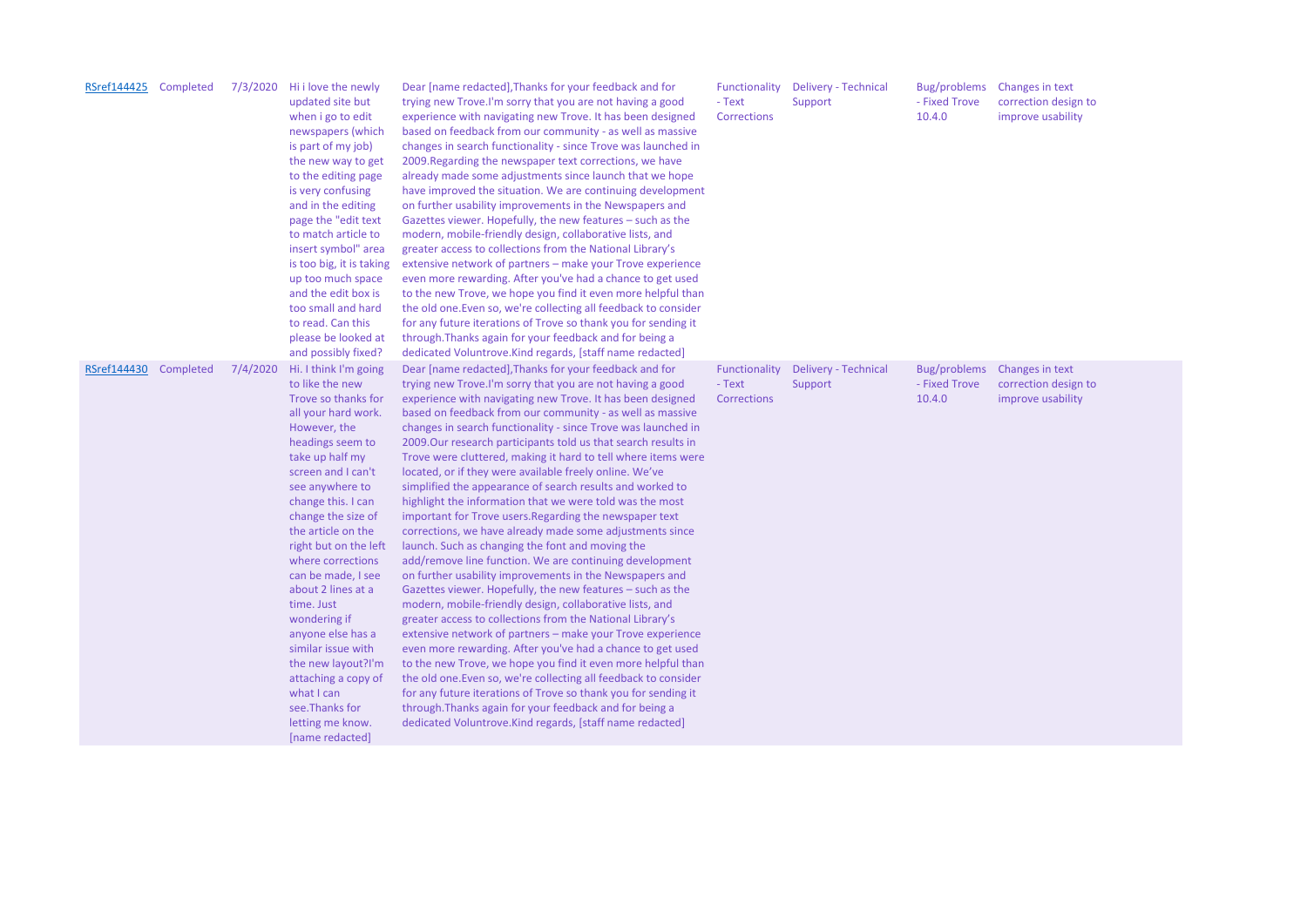| | | | | | | | | |
|---|---|---|---|---|---|---|---|---|
| RSref144425 | Completed | 7/3/2020 | Hi i love the newly updated site but when i go to edit newspapers (which is part of my job) the new way to get to the editing page is very confusing and in the editing page the "edit text to match article to insert symbol" area is too big, it is taking up too much space and the edit box is too small and hard to read. Can this please be looked at and possibly fixed? | Dear [name redacted],Thanks for your feedback and for trying new Trove.I'm sorry that you are not having a good experience with navigating new Trove. It has been designed based on feedback from our community - as well as massive changes in search functionality - since Trove was launched in 2009.Regarding the newspaper text corrections, we have already made some adjustments since launch that we hope have improved the situation. We are continuing development on further usability improvements in the Newspapers and Gazettes viewer. Hopefully, the new features – such as the modern, mobile-friendly design, collaborative lists, and greater access to collections from the National Library's extensive network of partners – make your Trove experience even more rewarding. After you've had a chance to get used to the new Trove, we hope you find it even more helpful than the old one.Even so, we're collecting all feedback to consider for any future iterations of Trove so thank you for sending it through.Thanks again for your feedback and for being a dedicated Voluntrove.Kind regards, [staff name redacted] | Functionality - Text Corrections | Delivery - Technical Support | Bug/problems - Fixed Trove 10.4.0 | Changes in text correction design to improve usability |
| RSref144430 | Completed | 7/4/2020 | Hi. I think I'm going to like the new Trove so thanks for all your hard work. However, the headings seem to take up half my screen and I can't see anywhere to change this. I can change the size of the article on the right but on the left where corrections can be made, I see about 2 lines at a time. Just wondering if anyone else has a similar issue with the new layout?I'm attaching a copy of what I can see.Thanks for letting me know. [name redacted] | Dear [name redacted],Thanks for your feedback and for trying new Trove.I'm sorry that you are not having a good experience with navigating new Trove. It has been designed based on feedback from our community - as well as massive changes in search functionality - since Trove was launched in 2009.Our research participants told us that search results in Trove were cluttered, making it hard to tell where items were located, or if they were available freely online. We've simplified the appearance of search results and worked to highlight the information that we were told was the most important for Trove users.Regarding the newspaper text corrections, we have already made some adjustments since launch. Such as changing the font and moving the add/remove line function. We are continuing development on further usability improvements in the Newspapers and Gazettes viewer. Hopefully, the new features – such as the modern, mobile-friendly design, collaborative lists, and greater access to collections from the National Library's extensive network of partners – make your Trove experience even more rewarding. After you've had a chance to get used to the new Trove, we hope you find it even more helpful than the old one.Even so, we're collecting all feedback to consider for any future iterations of Trove so thank you for sending it through.Thanks again for your feedback and for being a dedicated Voluntrove.Kind regards, [staff name redacted] | Functionality - Text Corrections | Delivery - Technical Support | Bug/problems - Fixed Trove 10.4.0 | Changes in text correction design to improve usability |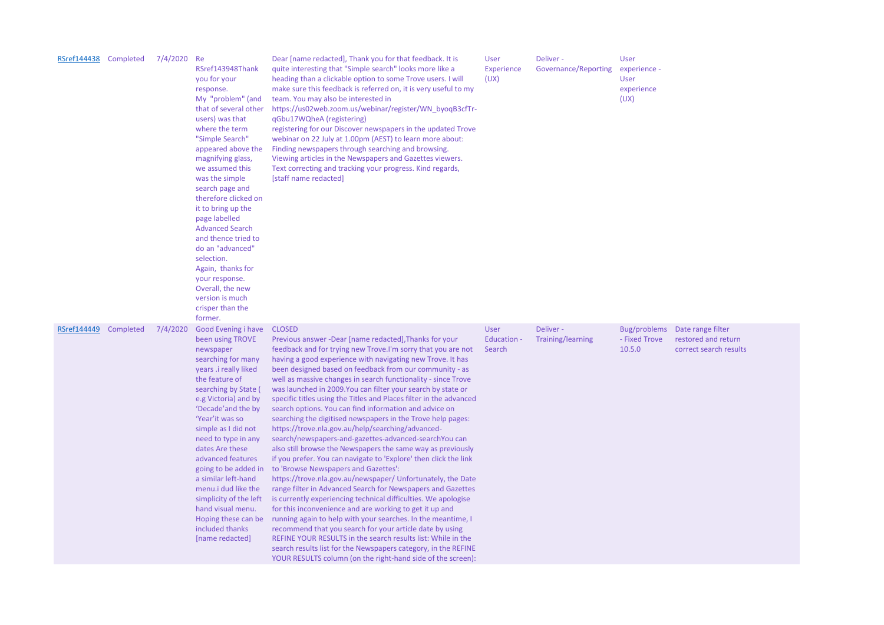| RSref144438 | Completed | 7/4/2020 | Re RSref143948Thank you for your response. My "problem" (and that of several other users) was that where the term "Simple Search" appeared above the magnifying glass, we assumed this was the simple search page and therefore clicked on it to bring up the page labelled Advanced Search and thence tried to do an "advanced" selection. Again, thanks for your response. Overall, the new version is much crisper than the former. | Dear [name redacted], Thank you for that feedback. It is quite interesting that "Simple search" looks more like a heading than a clickable option to some Trove users. I will make sure this feedback is referred on, it is very useful to my team. You may also be interested in https://us02web.zoom.us/webinar/register/WN_byoqB3cfTr-qGbu17WQheA (registering) registering for our Discover newspapers in the updated Trove webinar on 22 July at 1.00pm (AEST) to learn more about: Finding newspapers through searching and browsing. Viewing articles in the Newspapers and Gazettes viewers. Text correcting and tracking your progress. Kind regards, [staff name redacted] | User Experience (UX) | Deliver - Governance/Reporting | User experience - User experience (UX) | |
|---|---|---|---|---|---|---|---|---|
| RSref144449 | Completed | 7/4/2020 | Good Evening i have been using TROVE newspaper searching for many years .i really liked the feature of searching by State ( e.g Victoria) and by 'Decade'and the by 'Year'it was so simple as I did not need to type in any dates Are these advanced features going to be added in a similar left-hand menu.i dud like the simplicity of the left hand visual menu. Hoping these can be included thanks [name redacted] | CLOSED Previous answer -Dear [name redacted],Thanks for your feedback and for trying new Trove.I'm sorry that you are not having a good experience with navigating new Trove. It has been designed based on feedback from our community - as well as massive changes in search functionality - since Trove was launched in 2009.You can filter your search by state or specific titles using the Titles and Places filter in the advanced search options. You can find information and advice on searching the digitised newspapers in the Trove help pages: https://trove.nla.gov.au/help/searching/advanced-search/newspapers-and-gazettes-advanced-searchYou can also still browse the Newspapers the same way as previously if you prefer. You can navigate to 'Explore' then click the link to 'Browse Newspapers and Gazettes': https://trove.nla.gov.au/newspaper/ Unfortunately, the Date range filter in Advanced Search for Newspapers and Gazettes is currently experiencing technical difficulties. We apologise for this inconvenience and are working to get it up and running again to help with your searches. In the meantime, I recommend that you search for your article date by using REFINE YOUR RESULTS in the search results list: While in the search results list for the Newspapers category, in the REFINE YOUR RESULTS column (on the right-hand side of the screen): | User Education - Search | Deliver - Training/learning | Bug/problems - Fixed Trove 10.5.0 | Date range filter restored and return correct search results |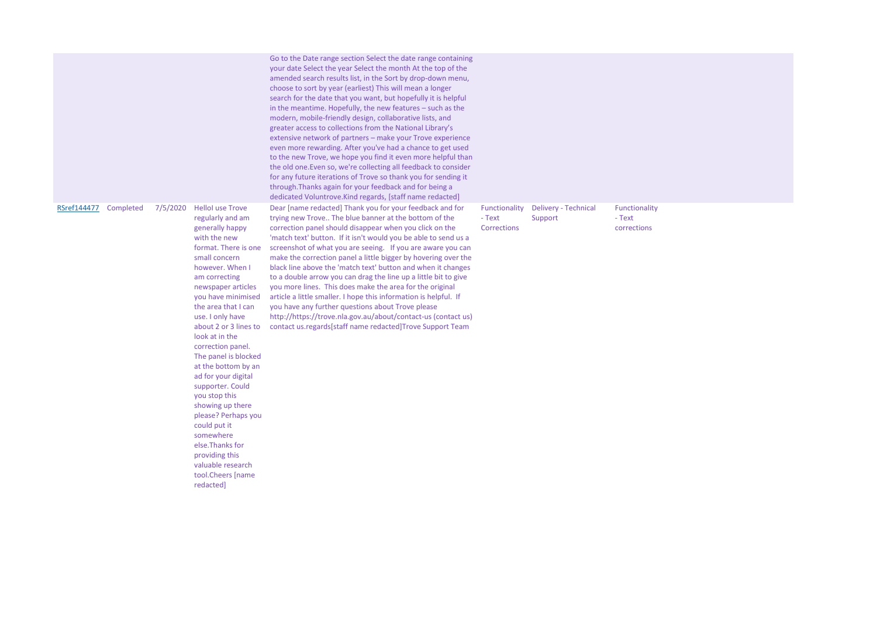| | | | | | | | |
|---|---|---|---|---|---|---|---|
| | | | | Go to the Date range section Select the date range containing your date Select the year Select the month At the top of the amended search results list, in the Sort by drop-down menu, choose to sort by year (earliest) This will mean a longer search for the date that you want, but hopefully it is helpful in the meantime. Hopefully, the new features – such as the modern, mobile-friendly design, collaborative lists, and greater access to collections from the National Library's extensive network of partners – make your Trove experience even more rewarding. After you've had a chance to get used to the new Trove, we hope you find it even more helpful than the old one.Even so, we're collecting all feedback to consider for any future iterations of Trove so thank you for sending it through.Thanks again for your feedback and for being a dedicated Voluntrove.Kind regards, [staff name redacted] | | | |
| RSref144477 | Completed | 7/5/2020 | HelloI use Trove regularly and am generally happy with the new format. There is one small concern however. When I am correcting newspaper articles you have minimised the area that I can use. I only have about 2 or 3 lines to look at in the correction panel. The panel is blocked at the bottom by an ad for your digital supporter. Could you stop this showing up there please? Perhaps you could put it somewhere else.Thanks for providing this valuable research tool.Cheers [name redacted] | Dear [name redacted] Thank you for your feedback and for trying new Trove.. The blue banner at the bottom of the correction panel should disappear when you click on the 'match text' button. If it isn't would you be able to send us a screenshot of what you are seeing. If you are aware you can make the correction panel a little bigger by hovering over the black line above the 'match text' button and when it changes to a double arrow you can drag the line up a little bit to give you more lines. This does make the area for the original article a little smaller. I hope this information is helpful. If you have any further questions about Trove please http://https://trove.nla.gov.au/about/contact-us (contact us) contact us.regards[staff name redacted]Trove Support Team | Functionality - Text Corrections | Delivery - Technical Support | Functionality - Text corrections |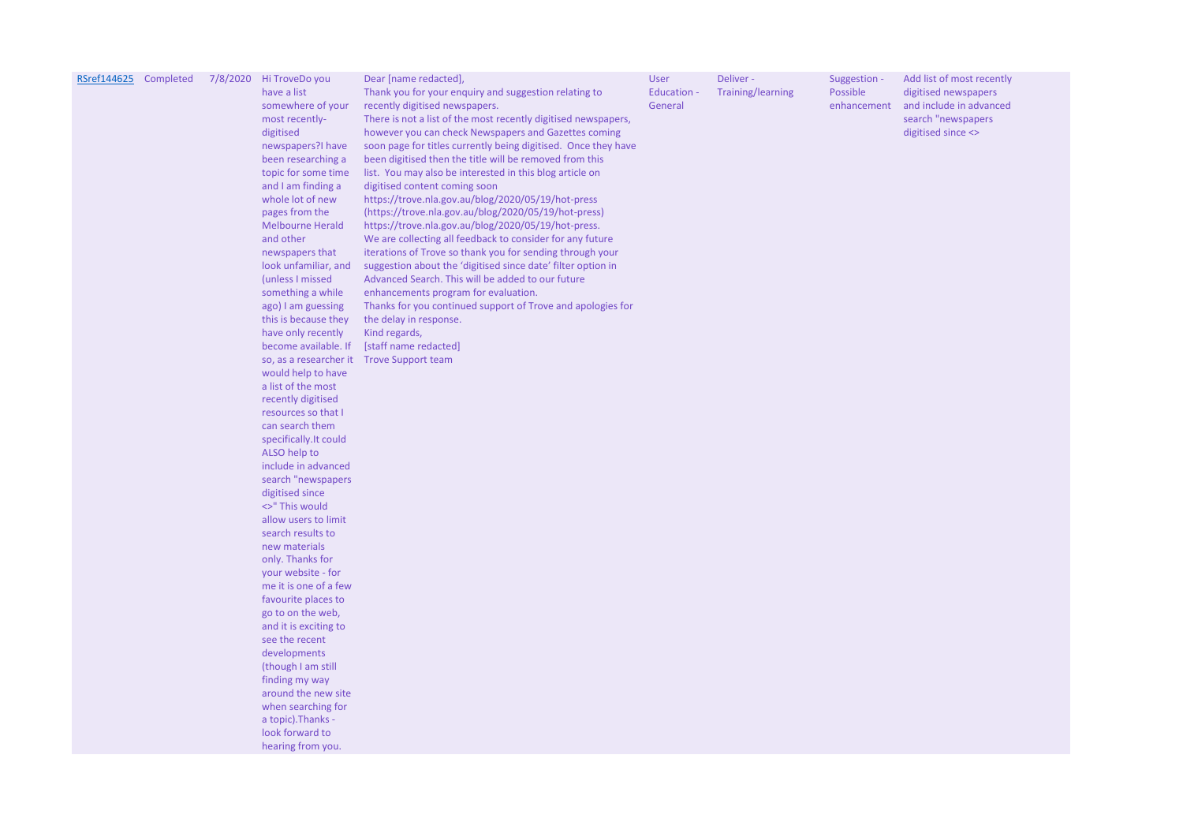| RSref144625 | Completed | 7/8/2020 | Hi TroveDo you have a list somewhere of your most recently-digitised newspapers?I have been researching a topic for some time and I am finding a whole lot of new pages from the Melbourne Herald and other newspapers that look unfamiliar, and (unless I missed something a while ago) I am guessing this is because they have only recently become available. If so, as a researcher it would help to have a list of the most recently digitised resources so that I can search them specifically.It could ALSO help to include in advanced search "newspapers digitised since <>" This would allow users to limit search results to new materials only. Thanks for your website - for me it is one of a few favourite places to go to on the web, and it is exciting to see the recent developments (though I am still finding my way around the new site when searching for a topic).Thanks - look forward to hearing from you. | Dear [name redacted],<br>Thank you for your enquiry and suggestion relating to recently digitised newspapers.<br>There is not a list of the most recently digitised newspapers, however you can check Newspapers and Gazettes coming soon page for titles currently being digitised. Once they have been digitised then the title will be removed from this list. You may also be interested in this blog article on digitised content coming soon https://trove.nla.gov.au/blog/2020/05/19/hot-press (https://trove.nla.gov.au/blog/2020/05/19/hot-press) https://trove.nla.gov.au/blog/2020/05/19/hot-press.<br>We are collecting all feedback to consider for any future iterations of Trove so thank you for sending through your suggestion about the 'digitised since date' filter option in Advanced Search. This will be added to our future enhancements program for evaluation.<br>Thanks for you continued support of Trove and apologies for the delay in response.<br>Kind regards,<br>[staff name redacted]<br>Trove Support team | User Education - General | Deliver - Training/learning | Suggestion - Possible enhancement | Add list of most recently digitised newspapers and include in advanced search "newspapers digitised since <> |
|---|---|---|---|---|---|---|---|---|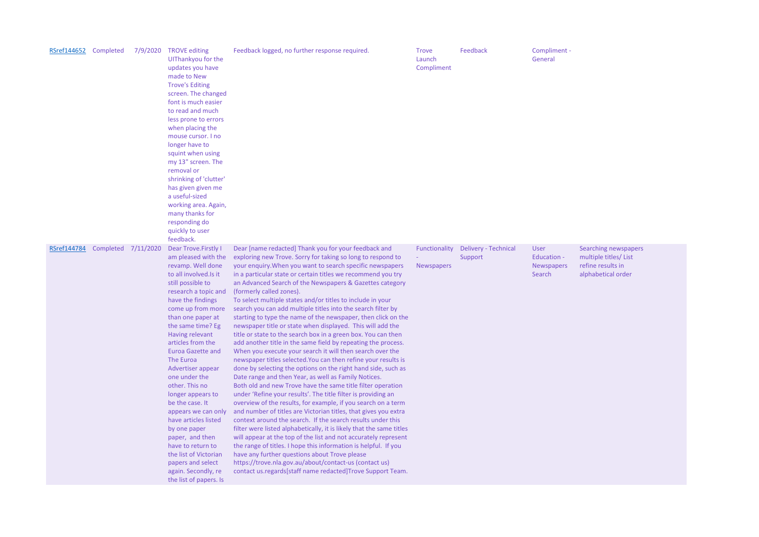| | | | | | | | | |
|---|---|---|---|---|---|---|---|---|
| RSref144652 | Completed | 7/9/2020 | TROVE editing UIThankyou for the updates you have made to New Trove's Editing screen. The changed font is much easier to read and much less prone to errors when placing the mouse cursor. I no longer have to squint when using my 13" screen. The removal or shrinking of 'clutter' has given given me a useful-sized working area. Again, many thanks for responding do quickly to user feedback. | Feedback logged, no further response required. | Trove Launch Compliment | Feedback | Compliment - General | |
| RSref144784 | Completed | 7/11/2020 | Dear Trove.Firstly I am pleased with the revamp. Well done to all involved.Is it still possible to research a topic and have the findings come up from more than one paper at the same time? Eg Having relevant articles from the Euroa Gazette and The Euroa Advertiser appear one under the other. This no longer appears to be the case. It appears we can only have articles listed by one paper paper, and then have to return to the list of Victorian papers and select again. Secondly, re the list of papers. Is | Dear [name redacted] Thank you for your feedback and exploring new Trove. Sorry for taking so long to respond to your enquiry.When you want to search specific newspapers in a particular state or certain titles we recommend you try an Advanced Search of the Newspapers & Gazettes category (formerly called zones).<br>To select multiple states and/or titles to include in your search you can add multiple titles into the search filter by starting to type the name of the newspaper, then click on the newspaper title or state when displayed. This will add the title or state to the search box in a green box. You can then add another title in the same field by repeating the process. When you execute your search it will then search over the newspaper titles selected.You can then refine your results is done by selecting the options on the right hand side, such as Date range and then Year, as well as Family Notices.<br>Both old and new Trove have the same title filter operation under 'Refine your results'. The title filter is providing an overview of the results, for example, if you search on a term and number of titles are Victorian titles, that gives you extra context around the search. If the search results under this filter were listed alphabetically, it is likely that the same titles will appear at the top of the list and not accurately represent the range of titles. I hope this information is helpful. If you have any further questions about Trove please https://trove.nla.gov.au/about/contact-us (contact us) contact us.regards[staff name redacted]Trove Support Team. | Functionality - Newspapers | Delivery - Technical Support | User Education - Newspapers Search | Searching newspapers multiple titles/ List refine results in alphabetical order |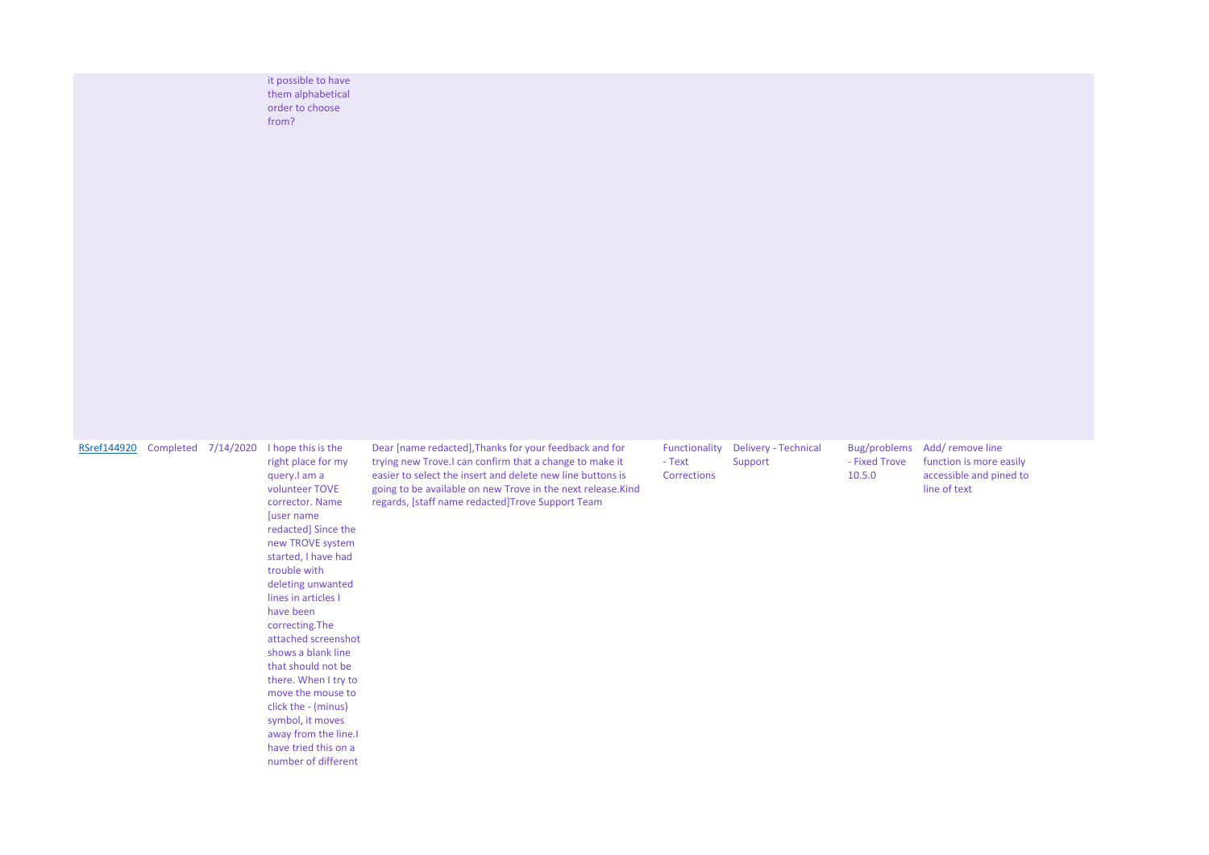| | | | | | | | | |
|---|---|---|---|---|---|---|---|---|
| | | | it possible to have them alphabetical order to choose from? | | | | | |
| RSref144920 | Completed | 7/14/2020 | I hope this is the right place for my query.I am a volunteer TOVE corrector. Name [user name redacted] Since the new TROVE system started, I have had trouble with deleting unwanted lines in articles I have been correcting.The attached screenshot shows a blank line that should not be there. When I try to move the mouse to click the - (minus) symbol, it moves away from the line.I have tried this on a number of different | Dear [name redacted],Thanks for your feedback and for trying new Trove.I can confirm that a change to make it easier to select the insert and delete new line buttons is going to be available on new Trove in the next release.Kind regards, [staff name redacted]Trove Support Team | Functionality - Text Corrections | Delivery - Technical Support | Bug/problems - Fixed Trove 10.5.0 | Add/ remove line function is more easily accessible and pined to line of text |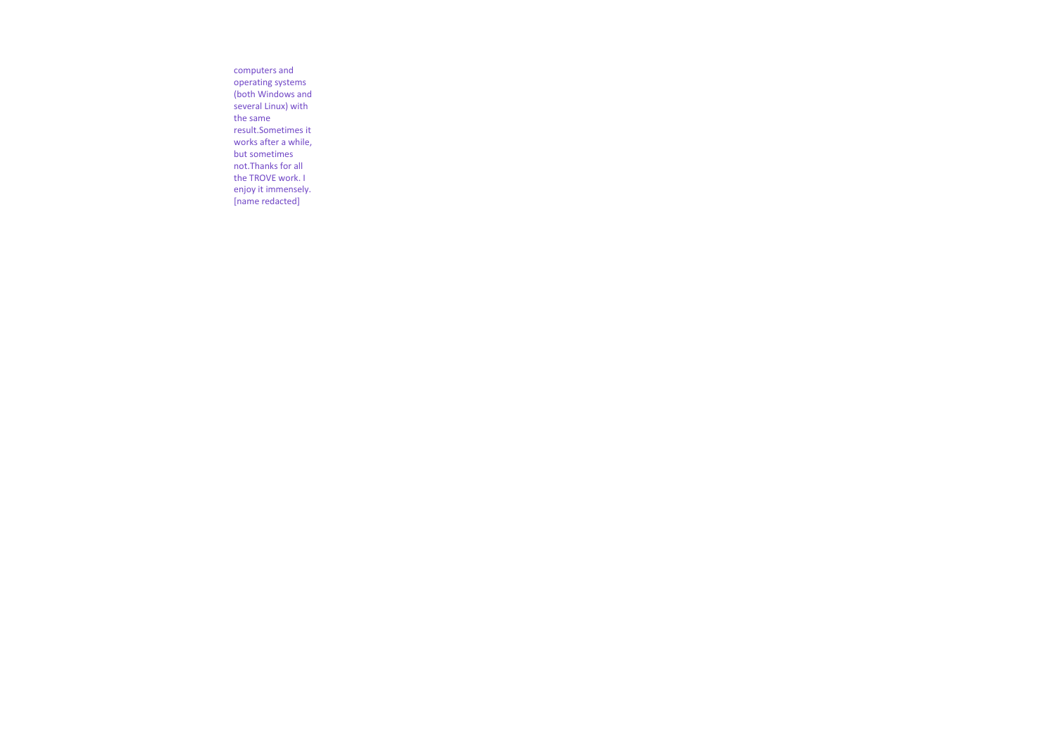computers and operating systems (both Windows and several Linux) with the same result.Sometimes it works after a while, but sometimes not.Thanks for all the TROVE work. I enjoy it immensely. [name redacted]